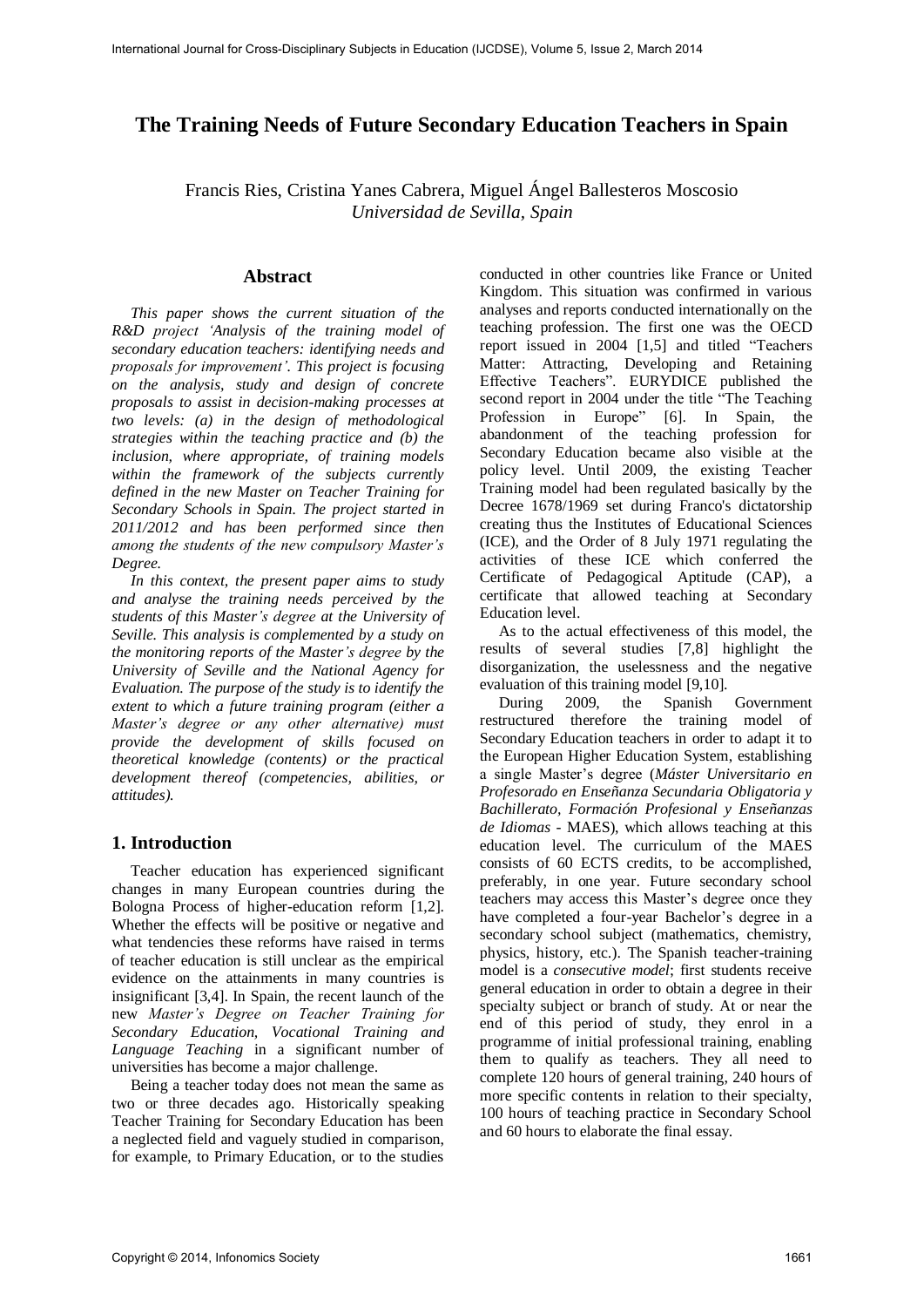# The Training Needs of Future Secondary Education Teachers in Spain

Francis Ries, Cristina Yanes Cabrera, Miguel Ángel Ballesteros Moscosio
*Universidad de Sevilla, Spain*

## Abstract

*This paper shows the current situation of the R&D project 'Analysis of the training model of secondary education teachers: identifying needs and proposals for improvement'. This project is focusing on the analysis, study and design of concrete proposals to assist in decision-making processes at two levels: (a) in the design of methodological strategies within the teaching practice and (b) the inclusion, where appropriate, of training models within the framework of the subjects currently defined in the new Master on Teacher Training for Secondary Schools in Spain. The project started in 2011/2012 and has been performed since then among the students of the new compulsory Master's Degree.*

*In this context, the present paper aims to study and analyse the training needs perceived by the students of this Master's degree at the University of Seville. This analysis is complemented by a study on the monitoring reports of the Master's degree by the University of Seville and the National Agency for Evaluation. The purpose of the study is to identify the extent to which a future training program (either a Master's degree or any other alternative) must provide the development of skills focused on theoretical knowledge (contents) or the practical development thereof (competencies, abilities, or attitudes).*

## 1. Introduction

Teacher education has experienced significant changes in many European countries during the Bologna Process of higher-education reform [1,2]. Whether the effects will be positive or negative and what tendencies these reforms have raised in terms of teacher education is still unclear as the empirical evidence on the attainments in many countries is insignificant [3,4]. In Spain, the recent launch of the new *Master's Degree on Teacher Training for Secondary Education, Vocational Training and Language Teaching* in a significant number of universities has become a major challenge.

Being a teacher today does not mean the same as two or three decades ago. Historically speaking Teacher Training for Secondary Education has been a neglected field and vaguely studied in comparison, for example, to Primary Education, or to the studies conducted in other countries like France or United Kingdom. This situation was confirmed in various analyses and reports conducted internationally on the teaching profession. The first one was the OECD report issued in 2004 [1,5] and titled "Teachers Matter: Attracting, Developing and Retaining Effective Teachers". EURYDICE published the second report in 2004 under the title "The Teaching Profession in Europe" [6]. In Spain, the abandonment of the teaching profession for Secondary Education became also visible at the policy level. Until 2009, the existing Teacher Training model had been regulated basically by the Decree 1678/1969 set during Franco's dictatorship creating thus the Institutes of Educational Sciences (ICE), and the Order of 8 July 1971 regulating the activities of these ICE which conferred the Certificate of Pedagogical Aptitude (CAP), a certificate that allowed teaching at Secondary Education level.

As to the actual effectiveness of this model, the results of several studies [7,8] highlight the disorganization, the uselessness and the negative evaluation of this training model [9,10].

During 2009, the Spanish Government restructured therefore the training model of Secondary Education teachers in order to adapt it to the European Higher Education System, establishing a single Master's degree (*Máster Universitario en Profesorado en Enseñanza Secundaria Obligatoria y Bachillerato, Formación Profesional y Enseñanzas de Idiomas* - MAES), which allows teaching at this education level. The curriculum of the MAES consists of 60 ECTS credits, to be accomplished, preferably, in one year. Future secondary school teachers may access this Master's degree once they have completed a four-year Bachelor's degree in a secondary school subject (mathematics, chemistry, physics, history, etc.). The Spanish teacher-training model is a *consecutive model*; first students receive general education in order to obtain a degree in their specialty subject or branch of study. At or near the end of this period of study, they enrol in a programme of initial professional training, enabling them to qualify as teachers. They all need to complete 120 hours of general training, 240 hours of more specific contents in relation to their specialty, 100 hours of teaching practice in Secondary School and 60 hours to elaborate the final essay.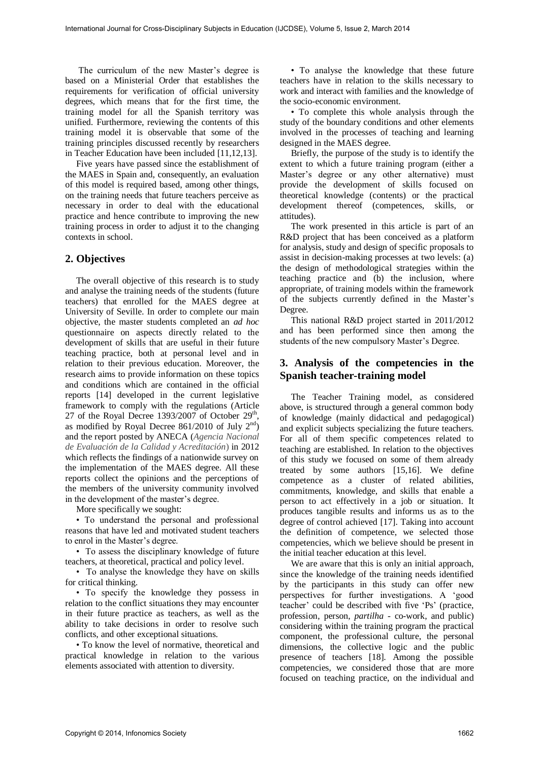The curriculum of the new Master's degree is based on a Ministerial Order that establishes the requirements for verification of official university degrees, which means that for the first time, the training model for all the Spanish territory was unified. Furthermore, reviewing the contents of this training model it is observable that some of the training principles discussed recently by researchers in Teacher Education have been included [11,12,13].

Five years have passed since the establishment of the MAES in Spain and, consequently, an evaluation of this model is required based, among other things, on the training needs that future teachers perceive as necessary in order to deal with the educational practice and hence contribute to improving the new training process in order to adjust it to the changing contexts in school.

## 2. Objectives

The overall objective of this research is to study and analyse the training needs of the students (future teachers) that enrolled for the MAES degree at University of Seville. In order to complete our main objective, the master students completed an *ad hoc* questionnaire on aspects directly related to the development of skills that are useful in their future teaching practice, both at personal level and in relation to their previous education. Moreover, the research aims to provide information on these topics and conditions which are contained in the official reports [14] developed in the current legislative framework to comply with the regulations (Article 27 of the Royal Decree 1393/2007 of October 29th, as modified by Royal Decree 861/2010 of July 2nd) and the report posted by ANECA (*Agencia Nacional de Evaluación de la Calidad y Acreditación*) in 2012 which reflects the findings of a nationwide survey on the implementation of the MAES degree. All these reports collect the opinions and the perceptions of the members of the university community involved in the development of the master's degree.

More specifically we sought:

- To understand the personal and professional reasons that have led and motivated student teachers to enrol in the Master's degree.
- To assess the disciplinary knowledge of future teachers, at theoretical, practical and policy level.
- To analyse the knowledge they have on skills for critical thinking.
- To specify the knowledge they possess in relation to the conflict situations they may encounter in their future practice as teachers, as well as the ability to take decisions in order to resolve such conflicts, and other exceptional situations.
- To know the level of normative, theoretical and practical knowledge in relation to the various elements associated with attention to diversity.
- To analyse the knowledge that these future teachers have in relation to the skills necessary to work and interact with families and the knowledge of the socio-economic environment.
- To complete this whole analysis through the study of the boundary conditions and other elements involved in the processes of teaching and learning designed in the MAES degree.

Briefly, the purpose of the study is to identify the extent to which a future training program (either a Master's degree or any other alternative) must provide the development of skills focused on theoretical knowledge (contents) or the practical development thereof (competences, skills, or attitudes).

The work presented in this article is part of an R&D project that has been conceived as a platform for analysis, study and design of specific proposals to assist in decision-making processes at two levels: (a) the design of methodological strategies within the teaching practice and (b) the inclusion, where appropriate, of training models within the framework of the subjects currently defined in the Master's Degree.

This national R&D project started in 2011/2012 and has been performed since then among the students of the new compulsory Master's Degree.

## 3. Analysis of the competencies in the Spanish teacher-training model

The Teacher Training model, as considered above, is structured through a general common body of knowledge (mainly didactical and pedagogical) and explicit subjects specializing the future teachers. For all of them specific competences related to teaching are established. In relation to the objectives of this study we focused on some of them already treated by some authors [15,16]. We define competence as a cluster of related abilities, commitments, knowledge, and skills that enable a person to act effectively in a job or situation. It produces tangible results and informs us as to the degree of control achieved [17]. Taking into account the definition of competence, we selected those competencies, which we believe should be present in the initial teacher education at this level.

We are aware that this is only an initial approach, since the knowledge of the training needs identified by the participants in this study can offer new perspectives for further investigations. A 'good teacher' could be described with five 'Ps' (practice, profession, person, *partilha* - co-work, and public) considering within the training program the practical component, the professional culture, the personal dimensions, the collective logic and the public presence of teachers [18]. Among the possible competencies, we considered those that are more focused on teaching practice, on the individual and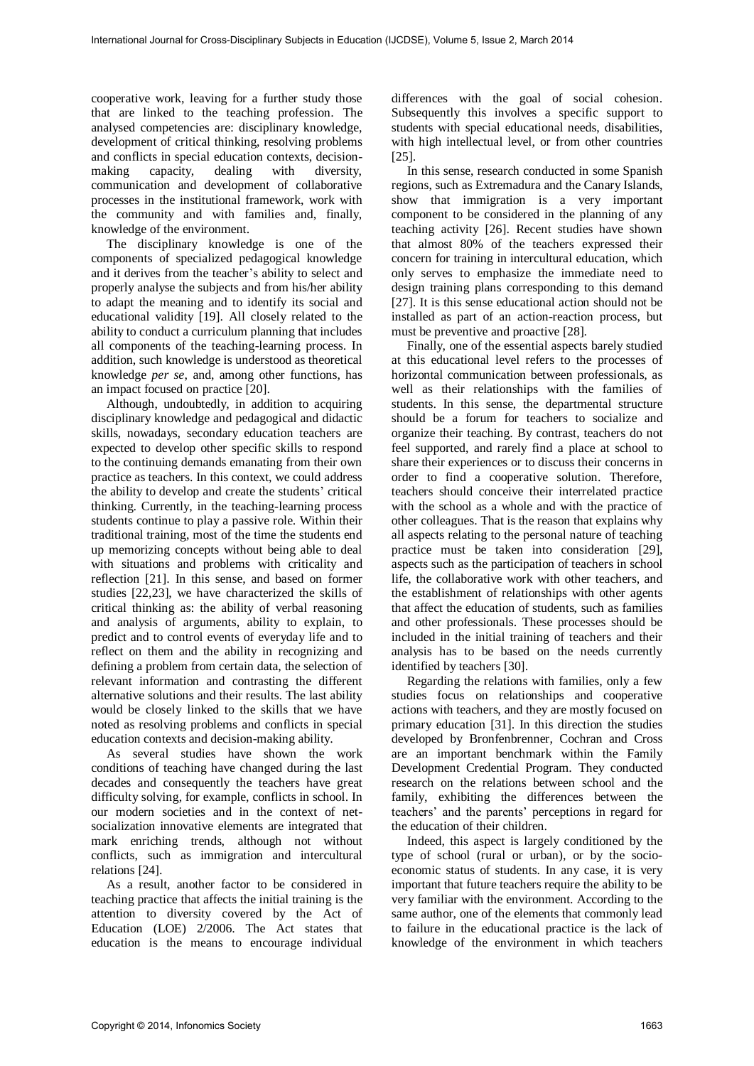cooperative work, leaving for a further study those that are linked to the teaching profession. The analysed competencies are: disciplinary knowledge, development of critical thinking, resolving problems and conflicts in special education contexts, decision-making capacity, dealing with diversity, communication and development of collaborative processes in the institutional framework, work with the community and with families and, finally, knowledge of the environment.

The disciplinary knowledge is one of the components of specialized pedagogical knowledge and it derives from the teacher's ability to select and properly analyse the subjects and from his/her ability to adapt the meaning and to identify its social and educational validity [19]. All closely related to the ability to conduct a curriculum planning that includes all components of the teaching-learning process. In addition, such knowledge is understood as theoretical knowledge *per se*, and, among other functions, has an impact focused on practice [20].

Although, undoubtedly, in addition to acquiring disciplinary knowledge and pedagogical and didactic skills, nowadays, secondary education teachers are expected to develop other specific skills to respond to the continuing demands emanating from their own practice as teachers. In this context, we could address the ability to develop and create the students' critical thinking. Currently, in the teaching-learning process students continue to play a passive role. Within their traditional training, most of the time the students end up memorizing concepts without being able to deal with situations and problems with criticality and reflection [21]. In this sense, and based on former studies [22,23], we have characterized the skills of critical thinking as: the ability of verbal reasoning and analysis of arguments, ability to explain, to predict and to control events of everyday life and to reflect on them and the ability in recognizing and defining a problem from certain data, the selection of relevant information and contrasting the different alternative solutions and their results. The last ability would be closely linked to the skills that we have noted as resolving problems and conflicts in special education contexts and decision-making ability.

As several studies have shown the work conditions of teaching have changed during the last decades and consequently the teachers have great difficulty solving, for example, conflicts in school. In our modern societies and in the context of net-socialization innovative elements are integrated that mark enriching trends, although not without conflicts, such as immigration and intercultural relations [24].

As a result, another factor to be considered in teaching practice that affects the initial training is the attention to diversity covered by the Act of Education (LOE) 2/2006. The Act states that education is the means to encourage individual differences with the goal of social cohesion. Subsequently this involves a specific support to students with special educational needs, disabilities, with high intellectual level, or from other countries [25].

In this sense, research conducted in some Spanish regions, such as Extremadura and the Canary Islands, show that immigration is a very important component to be considered in the planning of any teaching activity [26]. Recent studies have shown that almost 80% of the teachers expressed their concern for training in intercultural education, which only serves to emphasize the immediate need to design training plans corresponding to this demand [27]. It is this sense educational action should not be installed as part of an action-reaction process, but must be preventive and proactive [28].

Finally, one of the essential aspects barely studied at this educational level refers to the processes of horizontal communication between professionals, as well as their relationships with the families of students. In this sense, the departmental structure should be a forum for teachers to socialize and organize their teaching. By contrast, teachers do not feel supported, and rarely find a place at school to share their experiences or to discuss their concerns in order to find a cooperative solution. Therefore, teachers should conceive their interrelated practice with the school as a whole and with the practice of other colleagues. That is the reason that explains why all aspects relating to the personal nature of teaching practice must be taken into consideration [29], aspects such as the participation of teachers in school life, the collaborative work with other teachers, and the establishment of relationships with other agents that affect the education of students, such as families and other professionals. These processes should be included in the initial training of teachers and their analysis has to be based on the needs currently identified by teachers [30].

Regarding the relations with families, only a few studies focus on relationships and cooperative actions with teachers, and they are mostly focused on primary education [31]. In this direction the studies developed by Bronfenbrenner, Cochran and Cross are an important benchmark within the Family Development Credential Program. They conducted research on the relations between school and the family, exhibiting the differences between the teachers' and the parents' perceptions in regard for the education of their children.

Indeed, this aspect is largely conditioned by the type of school (rural or urban), or by the socio-economic status of students. In any case, it is very important that future teachers require the ability to be very familiar with the environment. According to the same author, one of the elements that commonly lead to failure in the educational practice is the lack of knowledge of the environment in which teachers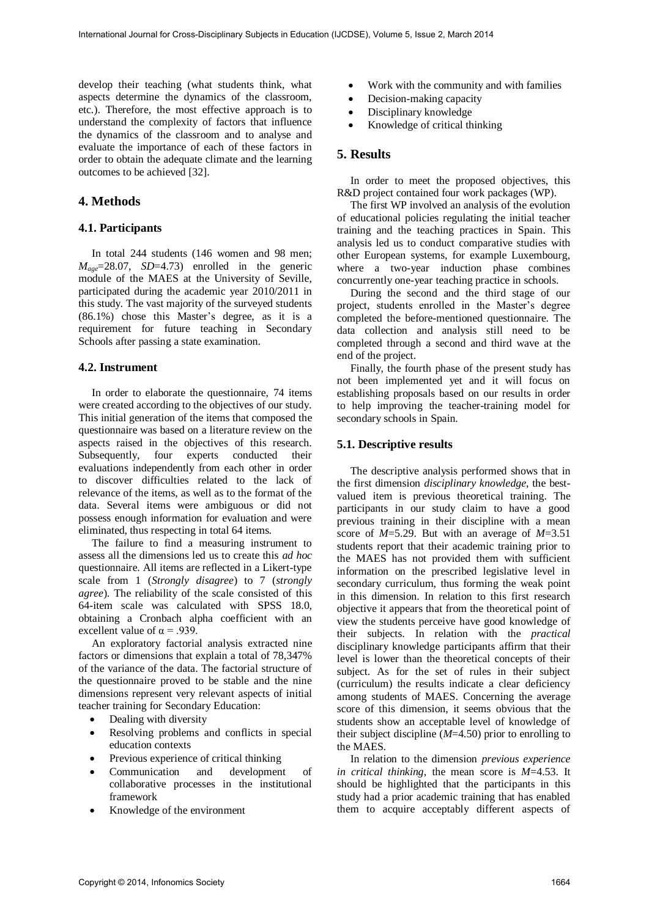develop their teaching (what students think, what aspects determine the dynamics of the classroom, etc.). Therefore, the most effective approach is to understand the complexity of factors that influence the dynamics of the classroom and to analyse and evaluate the importance of each of these factors in order to obtain the adequate climate and the learning outcomes to be achieved [32].

## 4. Methods

### 4.1. Participants

In total 244 students (146 women and 98 men; $M_{age}$=28.07, *SD*=4.73) enrolled in the generic module of the MAES at the University of Seville, participated during the academic year 2010/2011 in this study. The vast majority of the surveyed students (86.1%) chose this Master's degree, as it is a requirement for future teaching in Secondary Schools after passing a state examination.

### 4.2. Instrument

In order to elaborate the questionnaire, 74 items were created according to the objectives of our study. This initial generation of the items that composed the questionnaire was based on a literature review on the aspects raised in the objectives of this research. Subsequently, four experts conducted their evaluations independently from each other in order to discover difficulties related to the lack of relevance of the items, as well as to the format of the data. Several items were ambiguous or did not possess enough information for evaluation and were eliminated, thus respecting in total 64 items.

The failure to find a measuring instrument to assess all the dimensions led us to create this *ad hoc* questionnaire. All items are reflected in a Likert-type scale from 1 (*Strongly disagree*) to 7 (*strongly agree*). The reliability of the scale consisted of this 64-item scale was calculated with SPSS 18.0, obtaining a Cronbach alpha coefficient with an excellent value of $\alpha$ = .939.

An exploratory factorial analysis extracted nine factors or dimensions that explain a total of 78,347% of the variance of the data. The factorial structure of the questionnaire proved to be stable and the nine dimensions represent very relevant aspects of initial teacher training for Secondary Education:

- Dealing with diversity
- Resolving problems and conflicts in special education contexts
- Previous experience of critical thinking
- Communication and development of collaborative processes in the institutional framework
- Knowledge of the environment
- Work with the community and with families
- Decision-making capacity
- Disciplinary knowledge
- Knowledge of critical thinking

## 5. Results

In order to meet the proposed objectives, this R&D project contained four work packages (WP).

The first WP involved an analysis of the evolution of educational policies regulating the initial teacher training and the teaching practices in Spain. This analysis led us to conduct comparative studies with other European systems, for example Luxembourg, where a two-year induction phase combines concurrently one-year teaching practice in schools.

During the second and the third stage of our project, students enrolled in the Master's degree completed the before-mentioned questionnaire. The data collection and analysis still need to be completed through a second and third wave at the end of the project.

Finally, the fourth phase of the present study has not been implemented yet and it will focus on establishing proposals based on our results in order to help improving the teacher-training model for secondary schools in Spain.

### 5.1. Descriptive results

The descriptive analysis performed shows that in the first dimension *disciplinary knowledge*, the best-valued item is previous theoretical training. The participants in our study claim to have a good previous training in their discipline with a mean score of *M*=5.29. But with an average of *M*=3.51 students report that their academic training prior to the MAES has not provided them with sufficient information on the prescribed legislative level in secondary curriculum, thus forming the weak point in this dimension. In relation to this first research objective it appears that from the theoretical point of view the students perceive have good knowledge of their subjects. In relation with the *practical* disciplinary knowledge participants affirm that their level is lower than the theoretical concepts of their subject. As for the set of rules in their subject (curriculum) the results indicate a clear deficiency among students of MAES. Concerning the average score of this dimension, it seems obvious that the students show an acceptable level of knowledge of their subject discipline (*M*=4.50) prior to enrolling to the MAES.

In relation to the dimension *previous experience in critical thinking*, the mean score is *M*=4.53. It should be highlighted that the participants in this study had a prior academic training that has enabled them to acquire acceptably different aspects of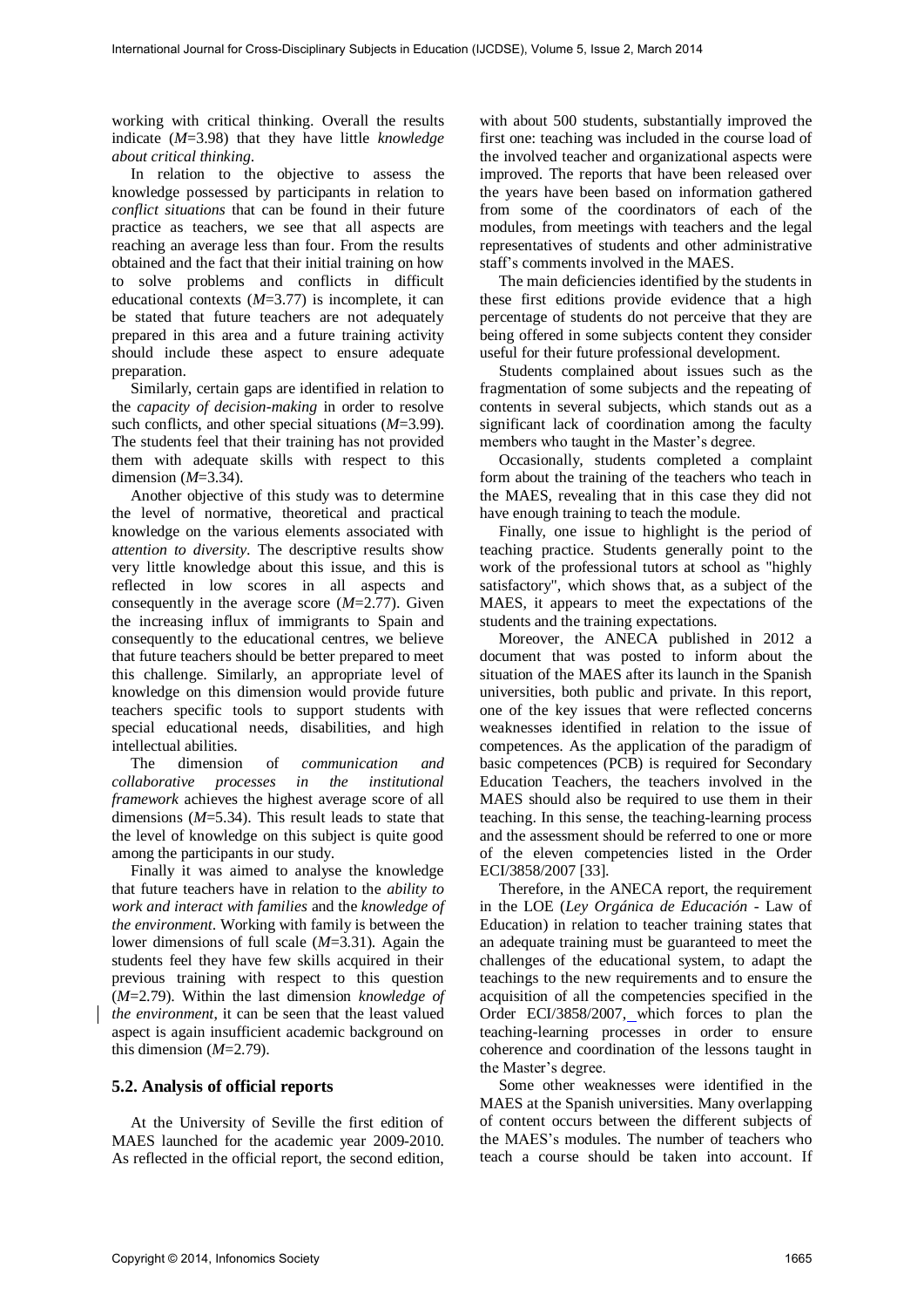working with critical thinking. Overall the results indicate ($M$=3.98) that they have little *knowledge about critical thinking*.

In relation to the objective to assess the knowledge possessed by participants in relation to *conflict situations* that can be found in their future practice as teachers, we see that all aspects are reaching an average less than four. From the results obtained and the fact that their initial training on how to solve problems and conflicts in difficult educational contexts ($M$=3.77) is incomplete, it can be stated that future teachers are not adequately prepared in this area and a future training activity should include these aspect to ensure adequate preparation.

Similarly, certain gaps are identified in relation to the *capacity of decision-making* in order to resolve such conflicts, and other special situations ($M$=3.99). The students feel that their training has not provided them with adequate skills with respect to this dimension ($M$=3.34).

Another objective of this study was to determine the level of normative, theoretical and practical knowledge on the various elements associated with *attention to diversity*. The descriptive results show very little knowledge about this issue, and this is reflected in low scores in all aspects and consequently in the average score ($M$=2.77). Given the increasing influx of immigrants to Spain and consequently to the educational centres, we believe that future teachers should be better prepared to meet this challenge. Similarly, an appropriate level of knowledge on this dimension would provide future teachers specific tools to support students with special educational needs, disabilities, and high intellectual abilities.

The dimension of *communication and collaborative processes in the institutional framework* achieves the highest average score of all dimensions ($M$=5.34). This result leads to state that the level of knowledge on this subject is quite good among the participants in our study.

Finally it was aimed to analyse the knowledge that future teachers have in relation to the *ability to work and interact with families* and the *knowledge of the environment*. Working with family is between the lower dimensions of full scale ($M$=3.31). Again the students feel they have few skills acquired in their previous training with respect to this question ($M$=2.79). Within the last dimension *knowledge of the environment*, it can be seen that the least valued aspect is again insufficient academic background on this dimension ($M$=2.79).

## 5.2. Analysis of official reports

At the University of Seville the first edition of MAES launched for the academic year 2009-2010. As reflected in the official report, the second edition, with about 500 students, substantially improved the first one: teaching was included in the course load of the involved teacher and organizational aspects were improved. The reports that have been released over the years have been based on information gathered from some of the coordinators of each of the modules, from meetings with teachers and the legal representatives of students and other administrative staff's comments involved in the MAES.

The main deficiencies identified by the students in these first editions provide evidence that a high percentage of students do not perceive that they are being offered in some subjects content they consider useful for their future professional development.

Students complained about issues such as the fragmentation of some subjects and the repeating of contents in several subjects, which stands out as a significant lack of coordination among the faculty members who taught in the Master's degree.

Occasionally, students completed a complaint form about the training of the teachers who teach in the MAES, revealing that in this case they did not have enough training to teach the module.

Finally, one issue to highlight is the period of teaching practice. Students generally point to the work of the professional tutors at school as "highly satisfactory", which shows that, as a subject of the MAES, it appears to meet the expectations of the students and the training expectations.

Moreover, the ANECA published in 2012 a document that was posted to inform about the situation of the MAES after its launch in the Spanish universities, both public and private. In this report, one of the key issues that were reflected concerns weaknesses identified in relation to the issue of competences. As the application of the paradigm of basic competences (PCB) is required for Secondary Education Teachers, the teachers involved in the MAES should also be required to use them in their teaching. In this sense, the teaching-learning process and the assessment should be referred to one or more of the eleven competencies listed in the Order ECI/3858/2007 [33].

Therefore, in the ANECA report, the requirement in the LOE (*Ley Orgánica de Educación* - Law of Education) in relation to teacher training states that an adequate training must be guaranteed to meet the challenges of the educational system, to adapt the teachings to the new requirements and to ensure the acquisition of all the competencies specified in the Order ECI/3858/2007, which forces to plan the teaching-learning processes in order to ensure coherence and coordination of the lessons taught in the Master's degree.

Some other weaknesses were identified in the MAES at the Spanish universities. Many overlapping of content occurs between the different subjects of the MAES's modules. The number of teachers who teach a course should be taken into account. If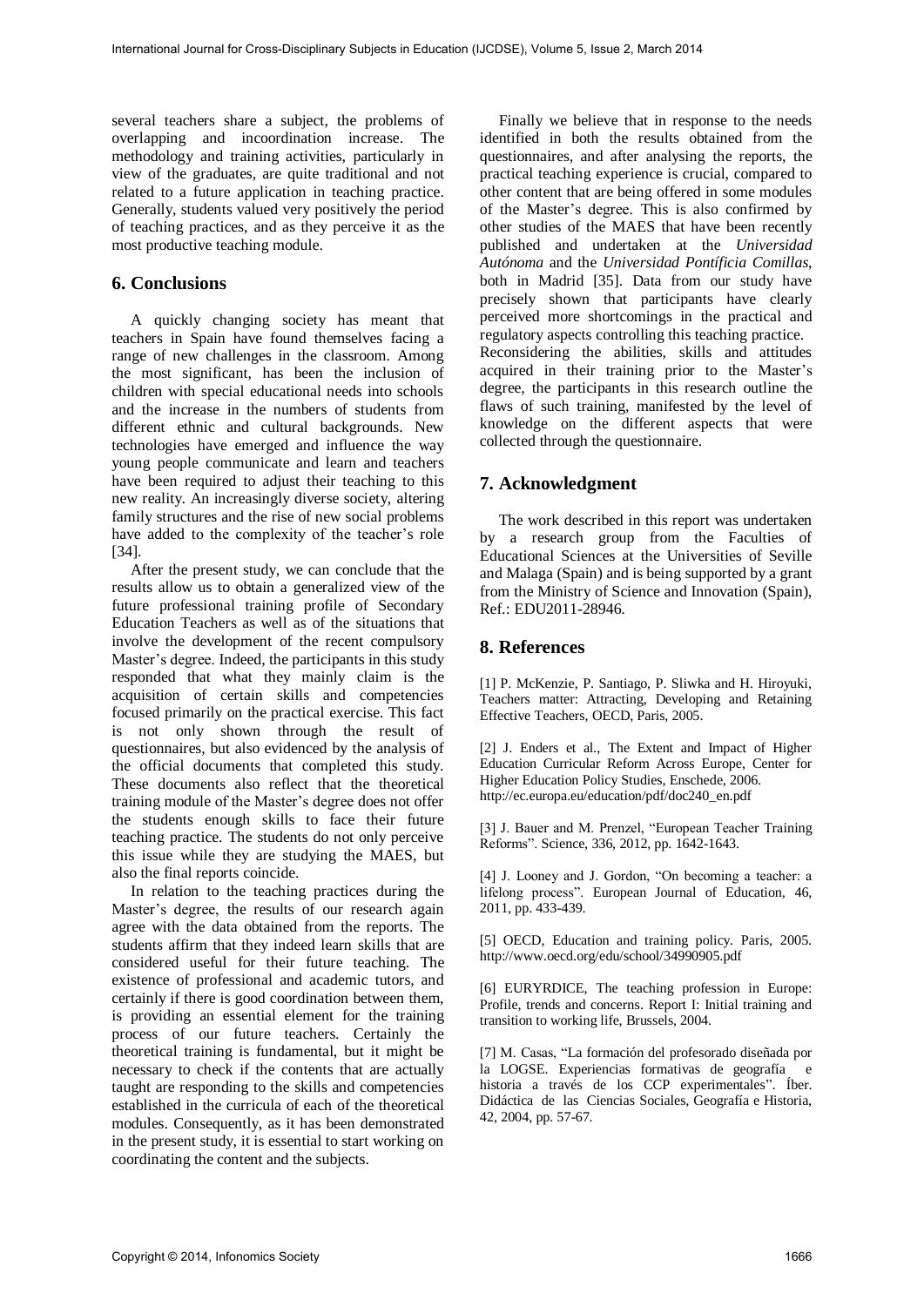several teachers share a subject, the problems of overlapping and incoordination increase. The methodology and training activities, particularly in view of the graduates, are quite traditional and not related to a future application in teaching practice. Generally, students valued very positively the period of teaching practices, and as they perceive it as the most productive teaching module.

## 6. Conclusions

A quickly changing society has meant that teachers in Spain have found themselves facing a range of new challenges in the classroom. Among the most significant, has been the inclusion of children with special educational needs into schools and the increase in the numbers of students from different ethnic and cultural backgrounds. New technologies have emerged and influence the way young people communicate and learn and teachers have been required to adjust their teaching to this new reality. An increasingly diverse society, altering family structures and the rise of new social problems have added to the complexity of the teacher's role [34].

After the present study, we can conclude that the results allow us to obtain a generalized view of the future professional training profile of Secondary Education Teachers as well as of the situations that involve the development of the recent compulsory Master's degree. Indeed, the participants in this study responded that what they mainly claim is the acquisition of certain skills and competencies focused primarily on the practical exercise. This fact is not only shown through the result of questionnaires, but also evidenced by the analysis of the official documents that completed this study. These documents also reflect that the theoretical training module of the Master's degree does not offer the students enough skills to face their future teaching practice. The students do not only perceive this issue while they are studying the MAES, but also the final reports coincide.

In relation to the teaching practices during the Master's degree, the results of our research again agree with the data obtained from the reports. The students affirm that they indeed learn skills that are considered useful for their future teaching. The existence of professional and academic tutors, and certainly if there is good coordination between them, is providing an essential element for the training process of our future teachers. Certainly the theoretical training is fundamental, but it might be necessary to check if the contents that are actually taught are responding to the skills and competencies established in the curricula of each of the theoretical modules. Consequently, as it has been demonstrated in the present study, it is essential to start working on coordinating the content and the subjects.

Finally we believe that in response to the needs identified in both the results obtained from the questionnaires, and after analysing the reports, the practical teaching experience is crucial, compared to other content that are being offered in some modules of the Master's degree. This is also confirmed by other studies of the MAES that have been recently published and undertaken at the *Universidad Autónoma* and the *Universidad Pontíficia Comillas*, both in Madrid [35]. Data from our study have precisely shown that participants have clearly perceived more shortcomings in the practical and regulatory aspects controlling this teaching practice. Reconsidering the abilities, skills and attitudes acquired in their training prior to the Master's degree, the participants in this research outline the flaws of such training, manifested by the level of knowledge on the different aspects that were collected through the questionnaire.

## 7. Acknowledgment

The work described in this report was undertaken by a research group from the Faculties of Educational Sciences at the Universities of Seville and Malaga (Spain) and is being supported by a grant from the Ministry of Science and Innovation (Spain), Ref.: EDU2011-28946.

## 8. References

[1] P. McKenzie, P. Santiago, P. Sliwka and H. Hiroyuki, Teachers matter: Attracting, Developing and Retaining Effective Teachers, OECD, Paris, 2005.

[2] J. Enders et al., The Extent and Impact of Higher Education Curricular Reform Across Europe, Center for Higher Education Policy Studies, Enschede, 2006. http://ec.europa.eu/education/pdf/doc240_en.pdf

[3] J. Bauer and M. Prenzel, "European Teacher Training Reforms". Science, 336, 2012, pp. 1642-1643.

[4] J. Looney and J. Gordon, "On becoming a teacher: a lifelong process". European Journal of Education, 46, 2011, pp. 433-439.

[5] OECD, Education and training policy. Paris, 2005. http://www.oecd.org/edu/school/34990905.pdf

[6] EURYRDICE, The teaching profession in Europe: Profile, trends and concerns. Report I: Initial training and transition to working life, Brussels, 2004.

[7] M. Casas, "La formación del profesorado diseñada por la LOGSE. Experiencias formativas de geografía e historia a través de los CCP experimentales". Íber. Didáctica de las Ciencias Sociales, Geografía e Historia, 42, 2004, pp. 57-67.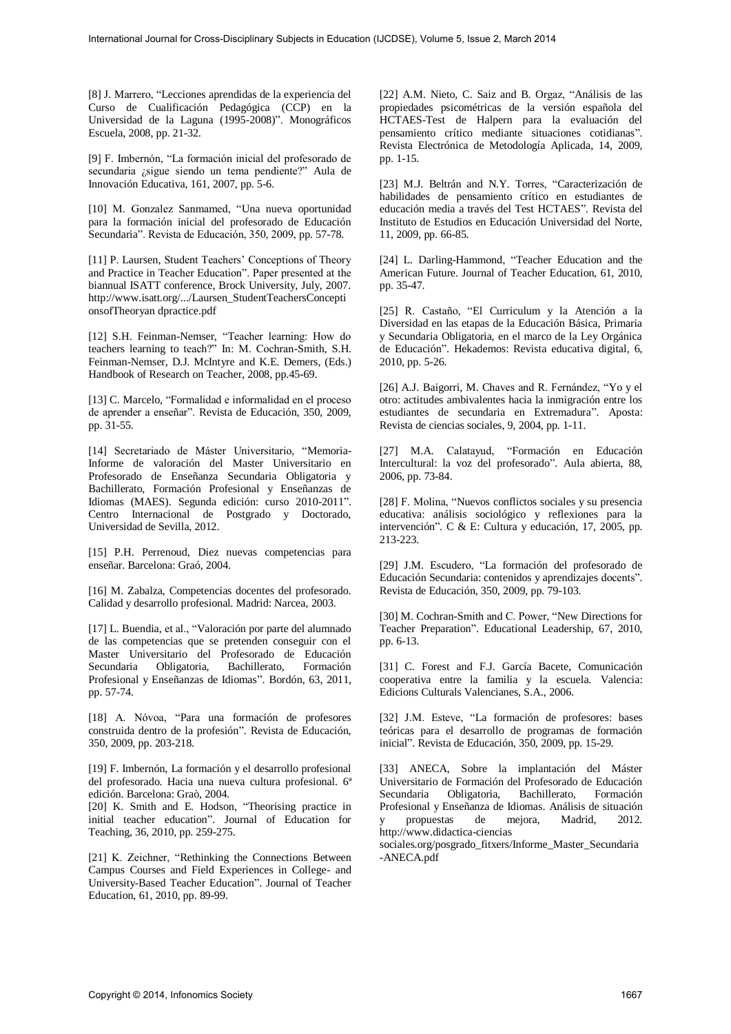[8] J. Marrero, "Lecciones aprendidas de la experiencia del Curso de Cualificación Pedagógica (CCP) en la Universidad de la Laguna (1995-2008)". Monográficos Escuela, 2008, pp. 21-32.

[9] F. Imbernón, "La formación inicial del profesorado de secundaria ¿sigue siendo un tema pendiente?" Aula de Innovación Educativa, 161, 2007, pp. 5-6.

[10] M. Gonzalez Sanmamed, "Una nueva oportunidad para la formación inicial del profesorado de Educación Secundaria". Revista de Educación, 350, 2009, pp. 57-78.

[11] P. Laursen, Student Teachers' Conceptions of Theory and Practice in Teacher Education". Paper presented at the biannual ISATT conference, Brock University, July, 2007. http://www.isatt.org/.../Laursen_StudentTeachersConceptionsofTheoryan dpractice.pdf

[12] S.H. Feinman-Nemser, "Teacher learning: How do teachers learning to teach?" In: M. Cochran-Smith, S.H. Feinman-Nemser, D.J. McIntyre and K.E. Demers, (Eds.) Handbook of Research on Teacher, 2008, pp.45-69.

[13] C. Marcelo, "Formalidad e informalidad en el proceso de aprender a enseñar". Revista de Educación, 350, 2009, pp. 31-55.

[14] Secretariado de Máster Universitario, "Memoria-Informe de valoración del Master Universitario en Profesorado de Enseñanza Secundaria Obligatoria y Bachillerato, Formación Profesional y Enseñanzas de Idiomas (MAES). Segunda edición: curso 2010-2011". Centro Internacional de Postgrado y Doctorado, Universidad de Sevilla, 2012.

[15] P.H. Perrenoud, Diez nuevas competencias para enseñar. Barcelona: Graó, 2004.

[16] M. Zabalza, Competencias docentes del profesorado. Calidad y desarrollo profesional. Madrid: Narcea, 2003.

[17] L. Buendia, et al., "Valoración por parte del alumnado de las competencias que se pretenden conseguir con el Master Universitario del Profesorado de Educación Secundaria Obligatoria, Bachillerato, Formación Profesional y Enseñanzas de Idiomas". Bordón, 63, 2011, pp. 57-74.

[18] A. Nóvoa, "Para una formación de profesores construida dentro de la profesión". Revista de Educación, 350, 2009, pp. 203-218.

[19] F. Imbernón, La formación y el desarrollo profesional del profesorado. Hacia una nueva cultura profesional. 6ª edición. Barcelona: Graò, 2004.

[20] K. Smith and E. Hodson, "Theorising practice in initial teacher education". Journal of Education for Teaching, 36, 2010, pp. 259-275.

[21] K. Zeichner, "Rethinking the Connections Between Campus Courses and Field Experiences in College- and University-Based Teacher Education". Journal of Teacher Education, 61, 2010, pp. 89-99.

[22] A.M. Nieto, C. Saiz and B. Orgaz, "Análisis de las propiedades psicométricas de la versión española del HCTAES-Test de Halpern para la evaluación del pensamiento crítico mediante situaciones cotidianas". Revista Electrónica de Metodología Aplicada, 14, 2009, pp. 1-15.

[23] M.J. Beltrán and N.Y. Torres, "Caracterización de habilidades de pensamiento crítico en estudiantes de educación media a través del Test HCTAES". Revista del Instituto de Estudios en Educación Universidad del Norte, 11, 2009, pp. 66-85.

[24] L. Darling-Hammond, "Teacher Education and the American Future. Journal of Teacher Education, 61, 2010, pp. 35-47.

[25] R. Castaño, "El Curriculum y la Atención a la Diversidad en las etapas de la Educación Básica, Primaria y Secundaria Obligatoria, en el marco de la Ley Orgánica de Educación". Hekademos: Revista educativa digital, 6, 2010, pp. 5-26.

[26] A.J. Baigorri, M. Chaves and R. Fernández, "Yo y el otro: actitudes ambivalentes hacia la inmigración entre los estudiantes de secundaria en Extremadura". Aposta: Revista de ciencias sociales, 9, 2004, pp. 1-11.

[27] M.A. Calatayud, "Formación en Educación Intercultural: la voz del profesorado". Aula abierta, 88, 2006, pp. 73-84.

[28] F. Molina, "Nuevos conflictos sociales y su presencia educativa: análisis sociológico y reflexiones para la intervención". C & E: Cultura y educación, 17, 2005, pp. 213-223.

[29] J.M. Escudero, "La formación del profesorado de Educación Secundaria: contenidos y aprendizajes docents". Revista de Educación, 350, 2009, pp. 79-103.

[30] M. Cochran-Smith and C. Power, "New Directions for Teacher Preparation". Educational Leadership, 67, 2010, pp. 6-13.

[31] C. Forest and F.J. García Bacete, Comunicación cooperativa entre la familia y la escuela. Valencia: Edicions Culturals Valencianes, S.A., 2006.

[32] J.M. Esteve, "La formación de profesores: bases teóricas para el desarrollo de programas de formación inicial". Revista de Educación, 350, 2009, pp. 15-29.

[33] ANECA, Sobre la implantación del Máster Universitario de Formación del Profesorado de Educación Secundaria Obligatoria, Bachillerato, Formación Profesional y Enseñanza de Idiomas. Análisis de situación y propuestas de mejora, Madrid, 2012. http://www.didactica-ciencias sociales.org/posgrado_fitxers/Informe_Master_Secundaria-ANECA.pdf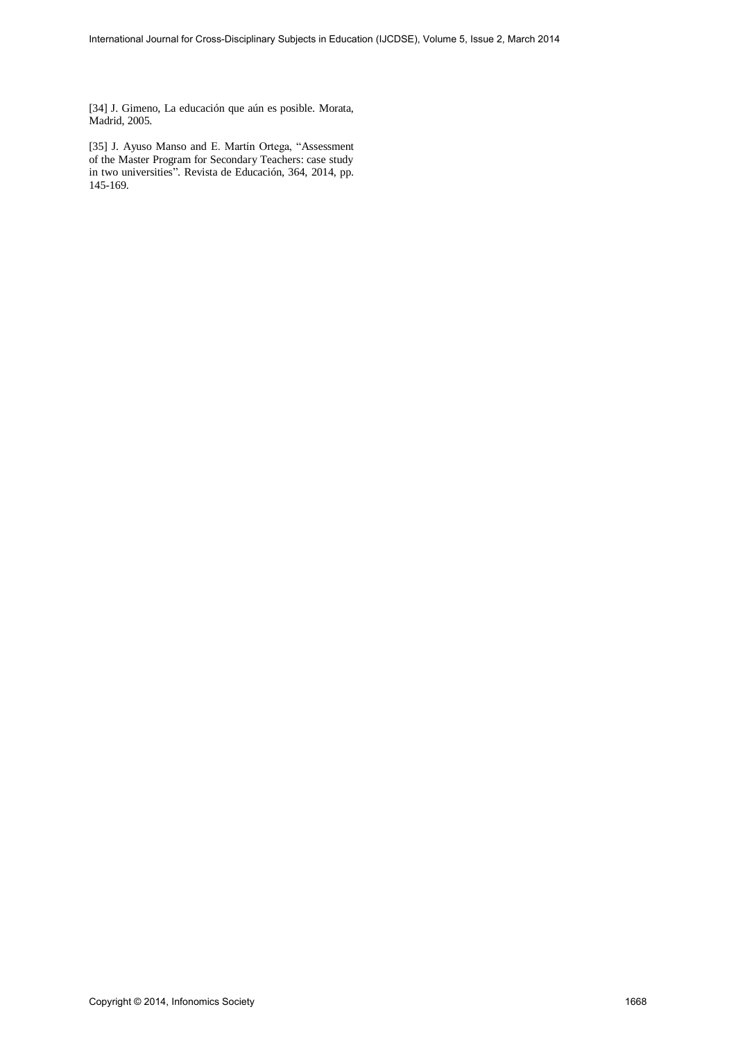[34] J. Gimeno, La educación que aún es posible. Morata, Madrid, 2005.

[35] J. Ayuso Manso and E. Martín Ortega, "Assessment of the Master Program for Secondary Teachers: case study in two universities". Revista de Educación, 364, 2014, pp. 145-169.